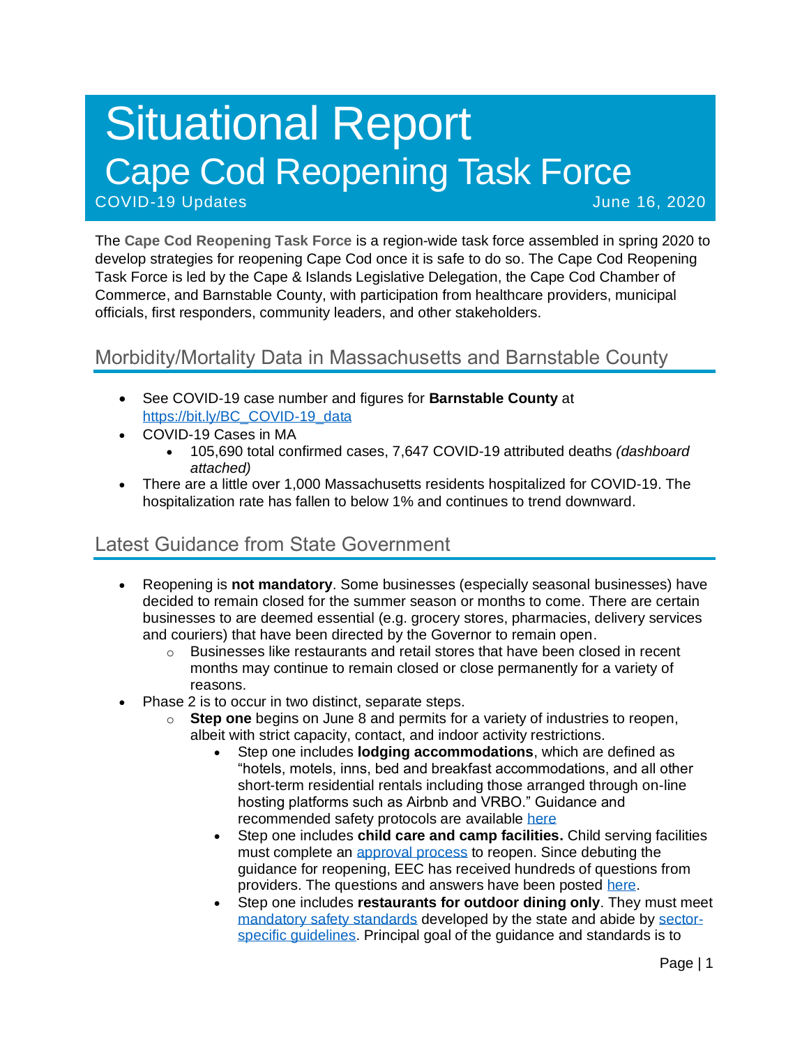# Situational Report
# Cape Cod Reopening Task Force

COVID-19 Updates June 16, 2020

The **Cape Cod Reopening Task Force** is a region-wide task force assembled in spring 2020 to develop strategies for reopening Cape Cod once it is safe to do so. The Cape Cod Reopening Task Force is led by the Cape & Islands Legislative Delegation, the Cape Cod Chamber of Commerce, and Barnstable County, with participation from healthcare providers, municipal officials, first responders, community leaders, and other stakeholders.

## Morbidity/Mortality Data in Massachusetts and Barnstable County

- See COVID-19 case number and figures for **Barnstable County** at [https://bit.ly/BC_COVID-19_data](https://bit.ly/BC_COVID-19_data)
- COVID-19 Cases in MA
  - 105,690 total confirmed cases, 7,647 COVID-19 attributed deaths *(dashboard attached)*
- There are a little over 1,000 Massachusetts residents hospitalized for COVID-19. The hospitalization rate has fallen to below 1% and continues to trend downward.

## Latest Guidance from State Government

- Reopening is **not mandatory**. Some businesses (especially seasonal businesses) have decided to remain closed for the summer season or months to come. There are certain businesses to are deemed essential (e.g. grocery stores, pharmacies, delivery services and couriers) that have been directed by the Governor to remain open.
  - Businesses like restaurants and retail stores that have been closed in recent months may continue to remain closed or close permanently for a variety of reasons.
- Phase 2 is to occur in two distinct, separate steps.
  - **Step one** begins on June 8 and permits for a variety of industries to reopen, albeit with strict capacity, contact, and indoor activity restrictions.
    - Step one includes **lodging accommodations**, which are defined as "hotels, motels, inns, bed and breakfast accommodations, and all other short-term residential rentals including those arranged through on-line hosting platforms such as Airbnb and VRBO." Guidance and recommended safety protocols are available here
    - Step one includes **child care and camp facilities.** Child serving facilities must complete an approval process to reopen. Since debuting the guidance for reopening, EEC has received hundreds of questions from providers. The questions and answers have been posted here.
    - Step one includes **restaurants for outdoor dining only**. They must meet mandatory safety standards developed by the state and abide by sector-specific guidelines. Principal goal of the guidance and standards is to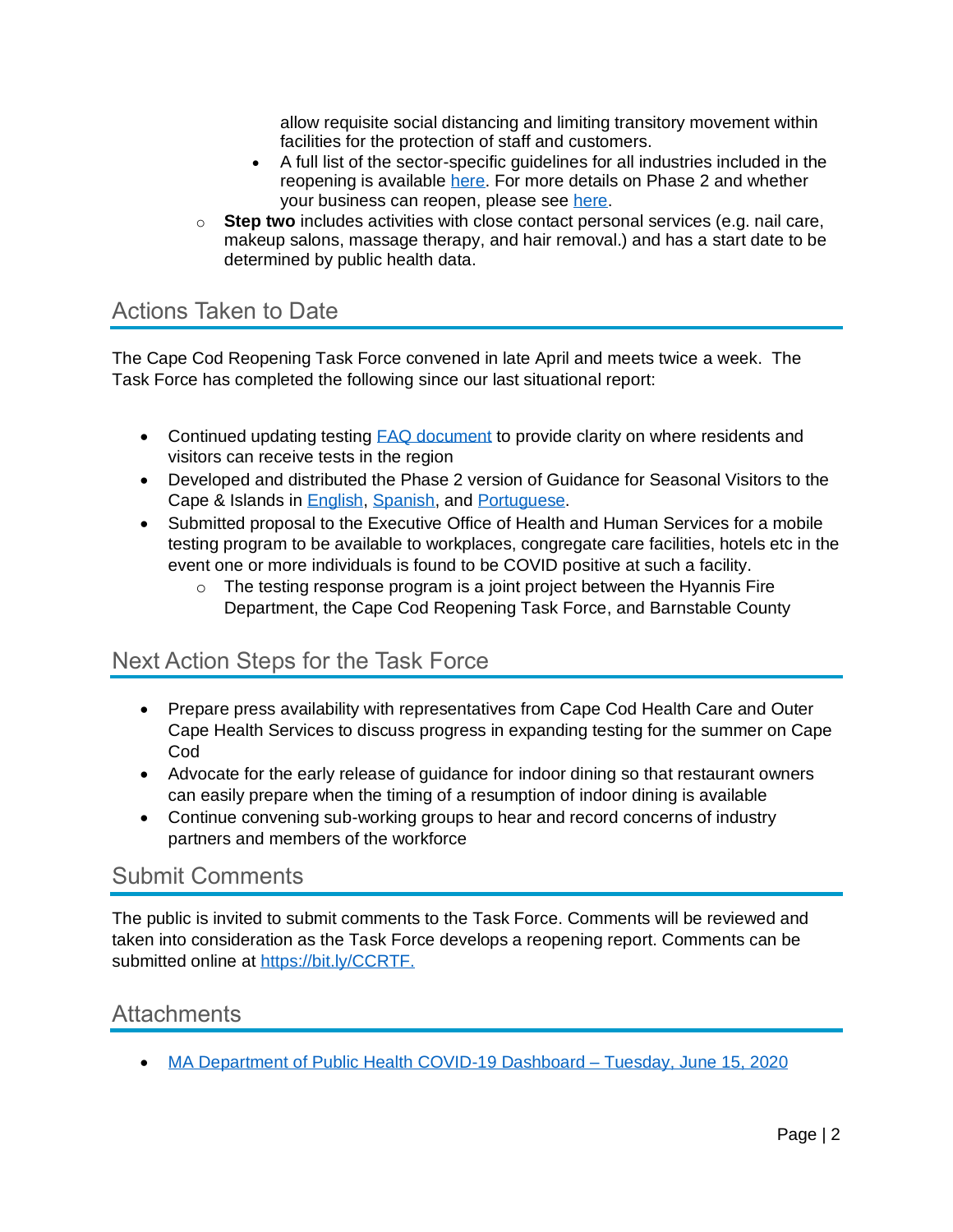allow requisite social distancing and limiting transitory movement within facilities for the protection of staff and customers.
    - A full list of the sector-specific guidelines for all industries included in the reopening is available here. For more details on Phase 2 and whether your business can reopen, please see here.
  - **Step two** includes activities with close contact personal services (e.g. nail care, makeup salons, massage therapy, and hair removal.) and has a start date to be determined by public health data.

## Actions Taken to Date

The Cape Cod Reopening Task Force convened in late April and meets twice a week. The Task Force has completed the following since our last situational report:

- Continued updating testing FAQ document to provide clarity on where residents and visitors can receive tests in the region
- Developed and distributed the Phase 2 version of Guidance for Seasonal Visitors to the Cape & Islands in English, Spanish, and Portuguese.
- Submitted proposal to the Executive Office of Health and Human Services for a mobile testing program to be available to workplaces, congregate care facilities, hotels etc in the event one or more individuals is found to be COVID positive at such a facility.
  - The testing response program is a joint project between the Hyannis Fire Department, the Cape Cod Reopening Task Force, and Barnstable County

## Next Action Steps for the Task Force

- Prepare press availability with representatives from Cape Cod Health Care and Outer Cape Health Services to discuss progress in expanding testing for the summer on Cape Cod
- Advocate for the early release of guidance for indoor dining so that restaurant owners can easily prepare when the timing of a resumption of indoor dining is available
- Continue convening sub-working groups to hear and record concerns of industry partners and members of the workforce

## Submit Comments

The public is invited to submit comments to the Task Force. Comments will be reviewed and taken into consideration as the Task Force develops a reopening report. Comments can be submitted online at https://bit.ly/CCRTF.

## Attachments

- MA Department of Public Health COVID-19 Dashboard – Tuesday, June 15, 2020